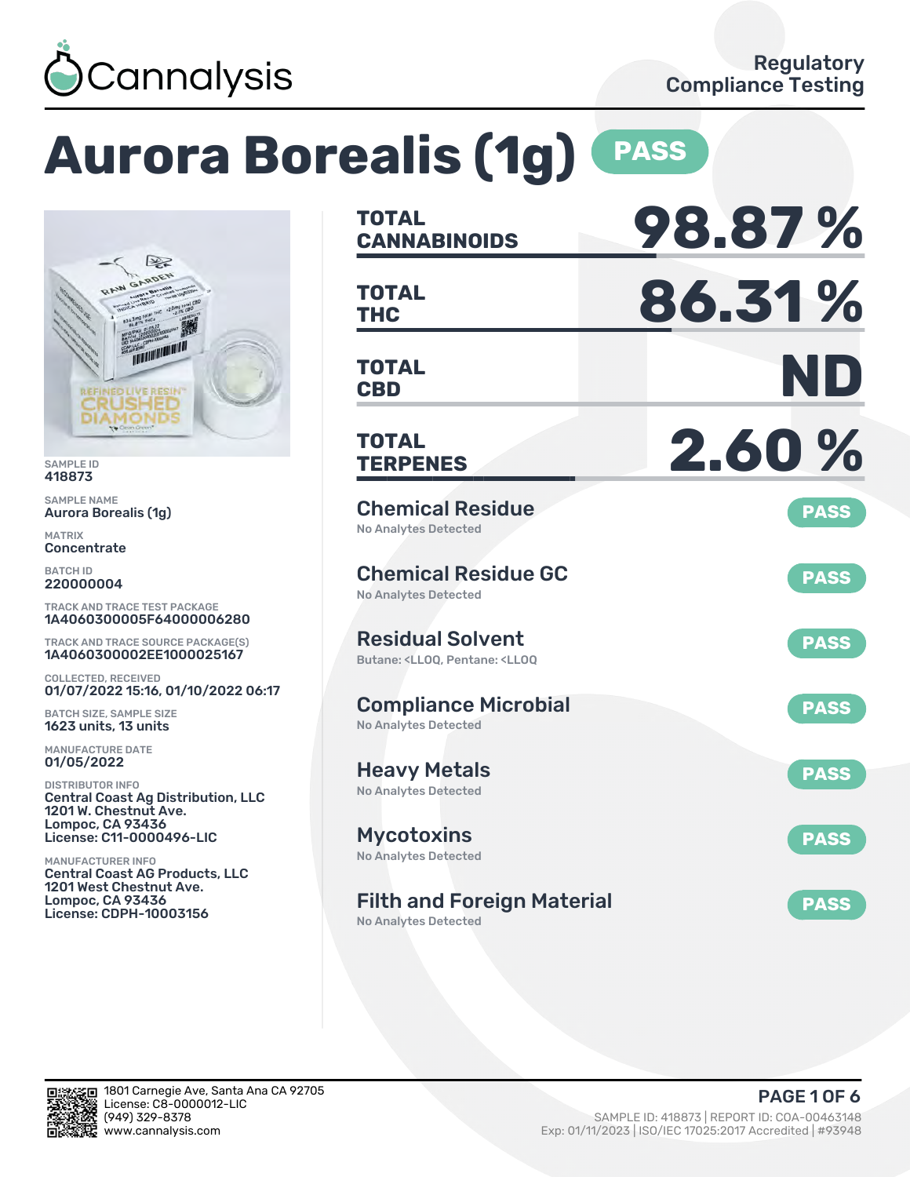Cannalysis

Regulatory Compliance Testing

# Aurora Borealis (1g) PASS

SAMPLE ID
418873

SAMPLE NAME
Aurora Borealis (1g)

MATRIX
Concentrate

BATCH ID
220000004

TRACK AND TRACE TEST PACKAGE
1A4060300005F64000006280

TRACK AND TRACE SOURCE PACKAGE(S)
1A4060300002EE1000025167

COLLECTED, RECEIVED
01/07/2022 15:16, 01/10/2022 06:17

BATCH SIZE, SAMPLE SIZE
1623 units, 13 units

MANUFACTURE DATE
01/05/2022

DISTRIBUTOR INFO
Central Coast Ag Distribution, LLC
1201 W. Chestnut Ave.
Lompoc, CA 93436
License: C11-0000496-LIC

MANUFACTURER INFO
Central Coast AG Products, LLC
1201 West Chestnut Ave.
Lompoc, CA 93436
License: CDPH-10003156

| | |
|---|---|
| **TOTAL CANNABINOIDS** | **98.87 %** |
| **TOTAL THC** | **86.31 %** |
| **TOTAL CBD** | **ND** |
| **TOTAL TERPENES** | **2.60 %** |

| Test | Result | Status |
|---|---|---|
| Chemical Residue | No Analytes Detected | PASS |
| Chemical Residue GC | No Analytes Detected | PASS |
| Residual Solvent | Butane: <LLOQ, Pentane: <LLOQ | PASS |
| Compliance Microbial | No Analytes Detected | PASS |
| Heavy Metals | No Analytes Detected | PASS |
| Mycotoxins | No Analytes Detected | PASS |
| Filth and Foreign Material | No Analytes Detected | PASS |

1801 Carnegie Ave, Santa Ana CA 92705
License: C8-0000012-LIC
(949) 329-8378
www.cannalysis.com

SAMPLE ID: 418873 | REPORT ID: COA-00463148
Exp: 01/11/2023 | ISO/IEC 17025:2017 Accredited | #93948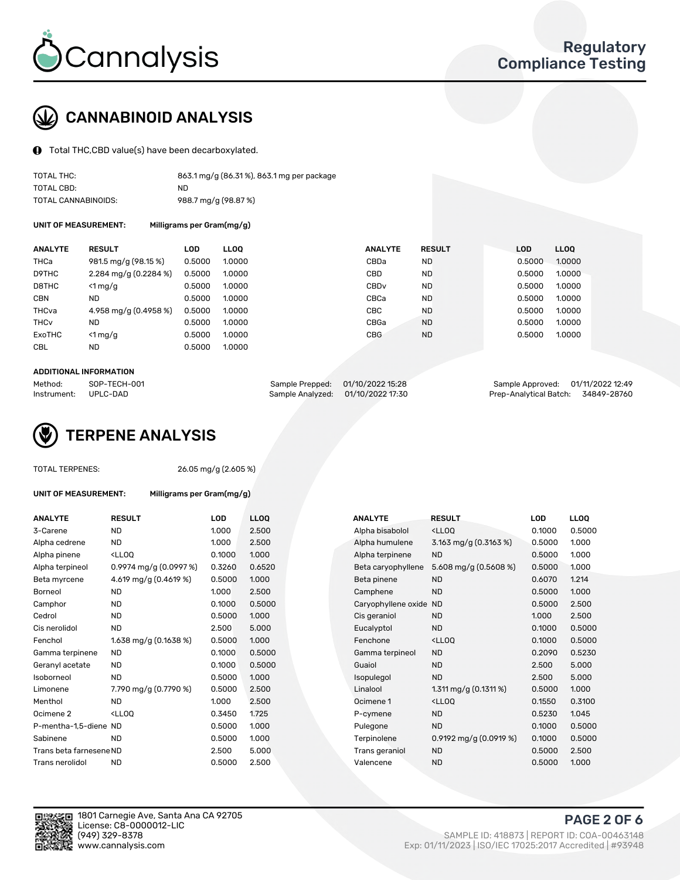Cannalysis

Regulatory Compliance Testing

## CANNABINOID ANALYSIS

Total THC,CBD value(s) have been decarboxylated.

| | |
|---|---|
| TOTAL THC: | 863.1 mg/g (86.31 %), 863.1 mg per package |
| TOTAL CBD: | ND |
| TOTAL CANNABINOIDS: | 988.7 mg/g (98.87 %) |

**UNIT OF MEASUREMENT:** Milligrams per Gram(mg/g)

| ANALYTE | RESULT | LOD | LLOQ | ANALYTE | RESULT | LOD | LLOQ |
|---|---|---|---|---|---|---|---|
| THCa | 981.5 mg/g (98.15 %) | 0.5000 | 1.0000 | CBDa | ND | 0.5000 | 1.0000 |
| D9THC | 2.284 mg/g (0.2284 %) | 0.5000 | 1.0000 | CBD | ND | 0.5000 | 1.0000 |
| D8THC | <1 mg/g | 0.5000 | 1.0000 | CBDv | ND | 0.5000 | 1.0000 |
| CBN | ND | 0.5000 | 1.0000 | CBCa | ND | 0.5000 | 1.0000 |
| THCva | 4.958 mg/g (0.4958 %) | 0.5000 | 1.0000 | CBC | ND | 0.5000 | 1.0000 |
| THCv | ND | 0.5000 | 1.0000 | CBGa | ND | 0.5000 | 1.0000 |
| ExoTHC | <1 mg/g | 0.5000 | 1.0000 | CBG | ND | 0.5000 | 1.0000 |
| CBL | ND | 0.5000 | 1.0000 | | | | |

**ADDITIONAL INFORMATION**

| | | | | | |
|---|---|---|---|---|---|
| Method: | SOP-TECH-001 | Sample Prepped: | 01/10/2022 15:28 | Sample Approved: | 01/11/2022 12:49 |
| Instrument: | UPLC-DAD | Sample Analyzed: | 01/10/2022 17:30 | Prep-Analytical Batch: | 34849-28760 |

## TERPENE ANALYSIS

TOTAL TERPENES: 26.05 mg/g (2.605 %)

**UNIT OF MEASUREMENT:** Milligrams per Gram(mg/g)

| ANALYTE | RESULT | LOD | LLOQ | ANALYTE | RESULT | LOD | LLOQ |
|---|---|---|---|---|---|---|---|
| 3-Carene | ND | 1.000 | 2.500 | Alpha bisabolol | <LLOQ | 0.1000 | 0.5000 |
| Alpha cedrene | ND | 1.000 | 2.500 | Alpha humulene | 3.163 mg/g (0.3163 %) | 0.5000 | 1.000 |
| Alpha pinene | <LLOQ | 0.1000 | 1.000 | Alpha terpinene | ND | 0.5000 | 1.000 |
| Alpha terpineol | 0.9974 mg/g (0.0997 %) | 0.3260 | 0.6520 | Beta caryophyllene | 5.608 mg/g (0.5608 %) | 0.5000 | 1.000 |
| Beta myrcene | 4.619 mg/g (0.4619 %) | 0.5000 | 1.000 | Beta pinene | ND | 0.6070 | 1.214 |
| Borneol | ND | 1.000 | 2.500 | Camphene | ND | 0.5000 | 1.000 |
| Camphor | ND | 0.1000 | 0.5000 | Caryophyllene oxide | ND | 0.5000 | 2.500 |
| Cedrol | ND | 0.5000 | 1.000 | Cis geraniol | ND | 1.000 | 2.500 |
| Cis nerolidol | ND | 2.500 | 5.000 | Eucalyptol | ND | 0.1000 | 0.5000 |
| Fenchol | 1.638 mg/g (0.1638 %) | 0.5000 | 1.000 | Fenchone | <LLOQ | 0.1000 | 0.5000 |
| Gamma terpinene | ND | 0.1000 | 0.5000 | Gamma terpineol | ND | 0.2090 | 0.5230 |
| Geranyl acetate | ND | 0.1000 | 0.5000 | Guaiol | ND | 2.500 | 5.000 |
| Isoborneol | ND | 0.5000 | 1.000 | Isopulegol | ND | 2.500 | 5.000 |
| Limonene | 7.790 mg/g (0.7790 %) | 0.5000 | 2.500 | Linalool | 1.311 mg/g (0.1311 %) | 0.5000 | 1.000 |
| Menthol | ND | 1.000 | 2.500 | Ocimene 1 | <LLOQ | 0.1550 | 0.3100 |
| Ocimene 2 | <LLOQ | 0.3450 | 1.725 | P-cymene | ND | 0.5230 | 1.045 |
| P-mentha-1,5-diene | ND | 0.5000 | 1.000 | Pulegone | ND | 0.1000 | 0.5000 |
| Sabinene | ND | 0.5000 | 1.000 | Terpinolene | 0.9192 mg/g (0.0919 %) | 0.1000 | 0.5000 |
| Trans beta farnesene | ND | 2.500 | 5.000 | Trans geraniol | ND | 0.5000 | 2.500 |
| Trans nerolidol | ND | 0.5000 | 2.500 | Valencene | ND | 0.5000 | 1.000 |

1801 Carnegie Ave, Santa Ana CA 92705
License: C8-0000012-LIC
(949) 329-8378
www.cannalysis.com

SAMPLE ID: 418873 | REPORT ID: COA-00463148
Exp: 01/11/2023 | ISO/IEC 17025:2017 Accredited | #93948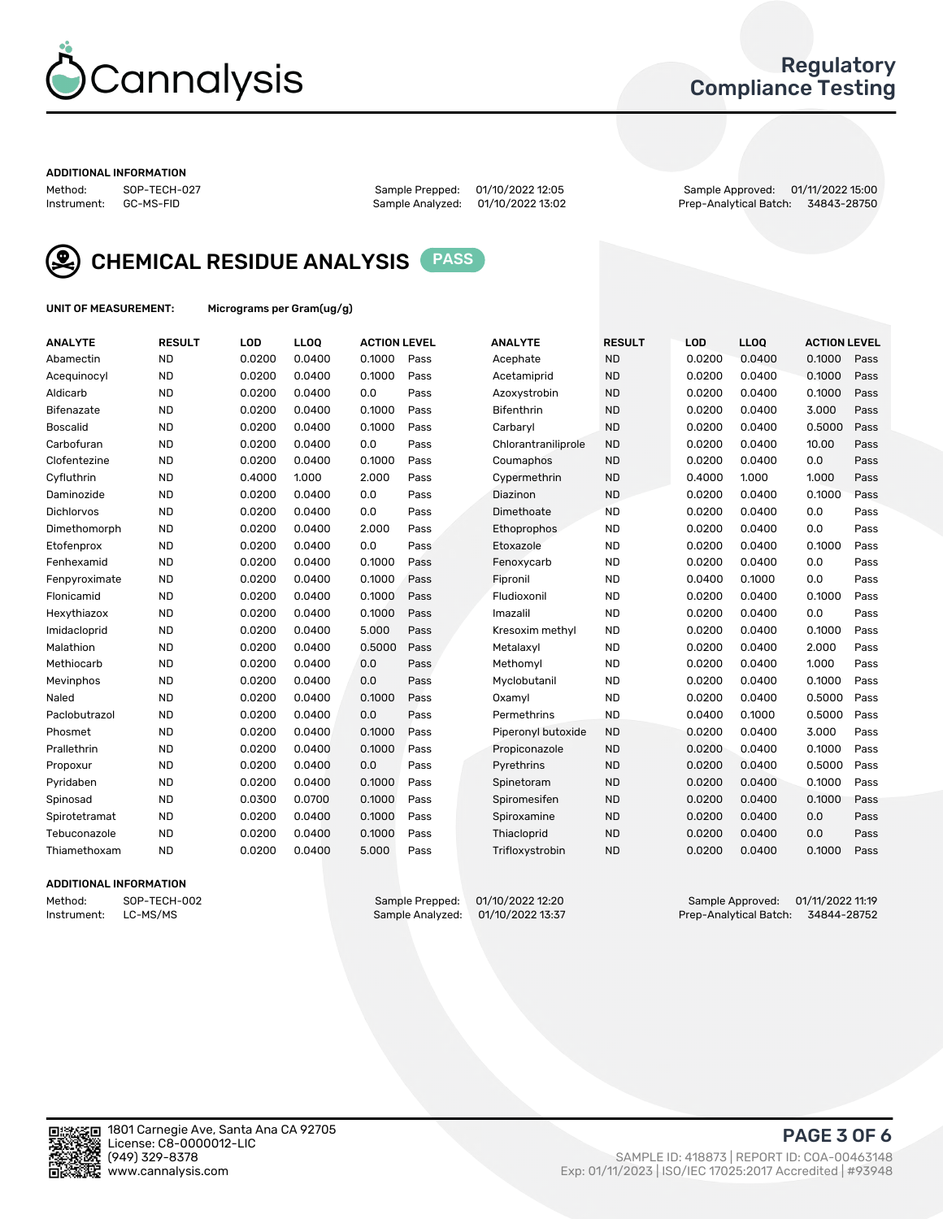## ADDITIONAL INFORMATION

| Method: | SOP-TECH-027 | Sample Prepped: | 01/10/2022 12:05 | Sample Approved: | 01/11/2022 15:00 |
|---|---|---|---|---|---|
| Instrument: | GC-MS-FID | Sample Analyzed: | 01/10/2022 13:02 | Prep-Analytical Batch: | 34843-28750 |

## CHEMICAL RESIDUE ANALYSIS PASS

**UNIT OF MEASUREMENT:** Micrograms per Gram(ug/g)

| ANALYTE | RESULT | LOD | LLOQ | ACTION LEVEL | | ANALYTE | RESULT | LOD | LLOQ | ACTION LEVEL | |
|---|---|---|---|---|---|---|---|---|---|---|---|
| Abamectin | ND | 0.0200 | 0.0400 | 0.1000 | Pass | Acephate | ND | 0.0200 | 0.0400 | 0.1000 | Pass |
| Acequinocyl | ND | 0.0200 | 0.0400 | 0.1000 | Pass | Acetamiprid | ND | 0.0200 | 0.0400 | 0.1000 | Pass |
| Aldicarb | ND | 0.0200 | 0.0400 | 0.0 | Pass | Azoxystrobin | ND | 0.0200 | 0.0400 | 0.1000 | Pass |
| Bifenazate | ND | 0.0200 | 0.0400 | 0.1000 | Pass | Bifenthrin | ND | 0.0200 | 0.0400 | 3.000 | Pass |
| Boscalid | ND | 0.0200 | 0.0400 | 0.1000 | Pass | Carbaryl | ND | 0.0200 | 0.0400 | 0.5000 | Pass |
| Carbofuran | ND | 0.0200 | 0.0400 | 0.0 | Pass | Chlorantraniliprole | ND | 0.0200 | 0.0400 | 10.00 | Pass |
| Clofentezine | ND | 0.0200 | 0.0400 | 0.1000 | Pass | Coumaphos | ND | 0.0200 | 0.0400 | 0.0 | Pass |
| Cyfluthrin | ND | 0.4000 | 1.000 | 2.000 | Pass | Cypermethrin | ND | 0.4000 | 1.000 | 1.000 | Pass |
| Daminozide | ND | 0.0200 | 0.0400 | 0.0 | Pass | Diazinon | ND | 0.0200 | 0.0400 | 0.1000 | Pass |
| Dichlorvos | ND | 0.0200 | 0.0400 | 0.0 | Pass | Dimethoate | ND | 0.0200 | 0.0400 | 0.0 | Pass |
| Dimethomorph | ND | 0.0200 | 0.0400 | 2.000 | Pass | Ethoprophos | ND | 0.0200 | 0.0400 | 0.0 | Pass |
| Etofenprox | ND | 0.0200 | 0.0400 | 0.0 | Pass | Etoxazole | ND | 0.0200 | 0.0400 | 0.1000 | Pass |
| Fenhexamid | ND | 0.0200 | 0.0400 | 0.1000 | Pass | Fenoxycarb | ND | 0.0200 | 0.0400 | 0.0 | Pass |
| Fenpyroximate | ND | 0.0200 | 0.0400 | 0.1000 | Pass | Fipronil | ND | 0.0400 | 0.1000 | 0.0 | Pass |
| Flonicamid | ND | 0.0200 | 0.0400 | 0.1000 | Pass | Fludioxonil | ND | 0.0200 | 0.0400 | 0.1000 | Pass |
| Hexythiazox | ND | 0.0200 | 0.0400 | 0.1000 | Pass | Imazalil | ND | 0.0200 | 0.0400 | 0.0 | Pass |
| Imidacloprid | ND | 0.0200 | 0.0400 | 5.000 | Pass | Kresoxim methyl | ND | 0.0200 | 0.0400 | 0.1000 | Pass |
| Malathion | ND | 0.0200 | 0.0400 | 0.5000 | Pass | Metalaxyl | ND | 0.0200 | 0.0400 | 2.000 | Pass |
| Methiocarb | ND | 0.0200 | 0.0400 | 0.0 | Pass | Methomyl | ND | 0.0200 | 0.0400 | 1.000 | Pass |
| Mevinphos | ND | 0.0200 | 0.0400 | 0.0 | Pass | Myclobutanil | ND | 0.0200 | 0.0400 | 0.1000 | Pass |
| Naled | ND | 0.0200 | 0.0400 | 0.1000 | Pass | Oxamyl | ND | 0.0200 | 0.0400 | 0.5000 | Pass |
| Paclobutrazol | ND | 0.0200 | 0.0400 | 0.0 | Pass | Permethrins | ND | 0.0400 | 0.1000 | 0.5000 | Pass |
| Phosmet | ND | 0.0200 | 0.0400 | 0.1000 | Pass | Piperonyl butoxide | ND | 0.0200 | 0.0400 | 3.000 | Pass |
| Prallethrin | ND | 0.0200 | 0.0400 | 0.1000 | Pass | Propiconazole | ND | 0.0200 | 0.0400 | 0.1000 | Pass |
| Propoxur | ND | 0.0200 | 0.0400 | 0.0 | Pass | Pyrethrins | ND | 0.0200 | 0.0400 | 0.5000 | Pass |
| Pyridaben | ND | 0.0200 | 0.0400 | 0.1000 | Pass | Spinetoram | ND | 0.0200 | 0.0400 | 0.1000 | Pass |
| Spinosad | ND | 0.0300 | 0.0700 | 0.1000 | Pass | Spiromesifen | ND | 0.0200 | 0.0400 | 0.1000 | Pass |
| Spirotetramat | ND | 0.0200 | 0.0400 | 0.1000 | Pass | Spiroxamine | ND | 0.0200 | 0.0400 | 0.0 | Pass |
| Tebuconazole | ND | 0.0200 | 0.0400 | 0.1000 | Pass | Thiacloprid | ND | 0.0200 | 0.0400 | 0.0 | Pass |
| Thiamethoxam | ND | 0.0200 | 0.0400 | 5.000 | Pass | Trifloxystrobin | ND | 0.0200 | 0.0400 | 0.1000 | Pass |

## ADDITIONAL INFORMATION

| Method: | SOP-TECH-002 | Sample Prepped: | 01/10/2022 12:20 | Sample Approved: | 01/11/2022 11:19 |
|---|---|---|---|---|---|
| Instrument: | LC-MS/MS | Sample Analyzed: | 01/10/2022 13:37 | Prep-Analytical Batch: | 34844-28752 |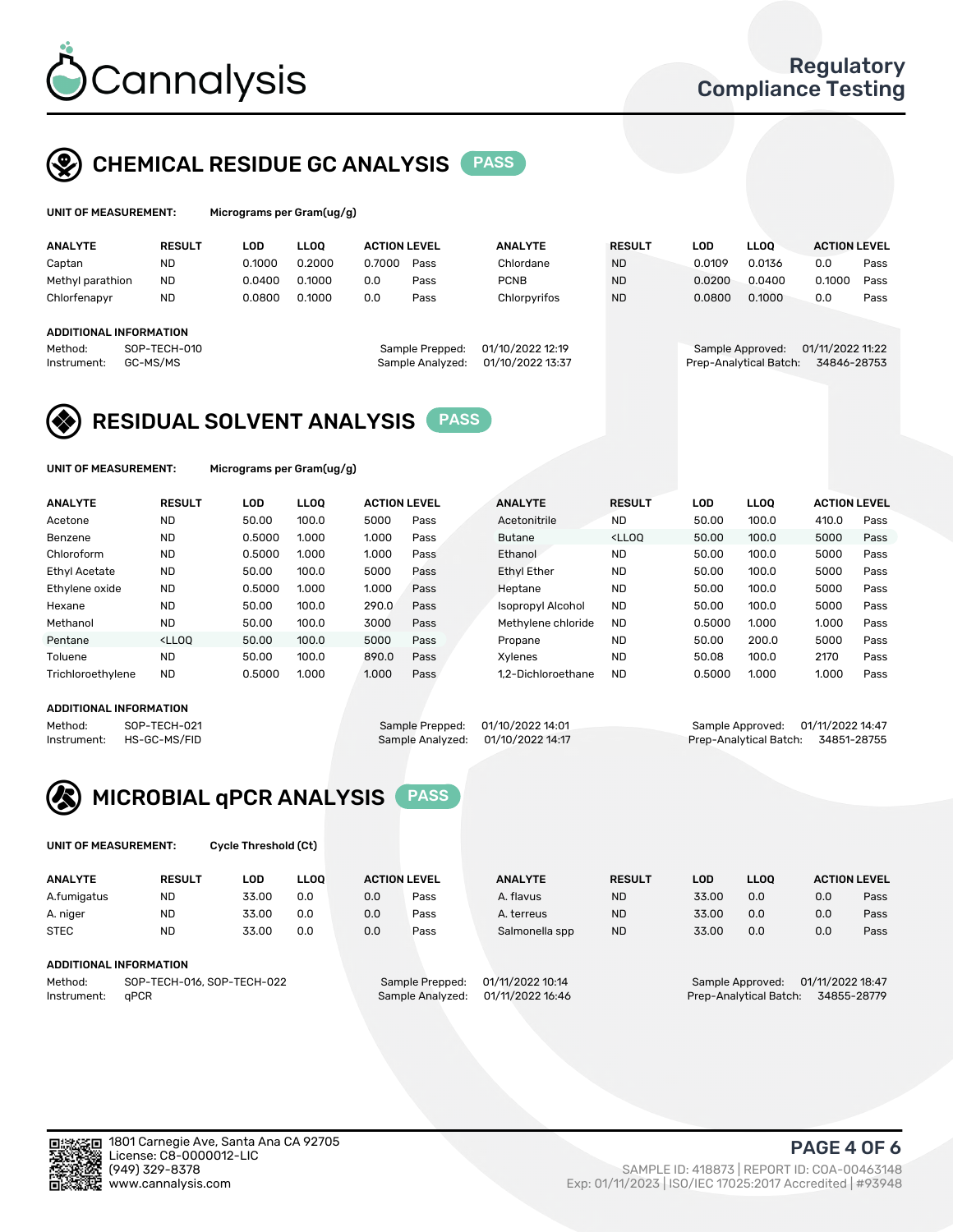# Cannalysis

Regulatory Compliance Testing

## CHEMICAL RESIDUE GC ANALYSIS PASS

**UNIT OF MEASUREMENT:** Micrograms per Gram(ug/g)

| ANALYTE | RESULT | LOD | LLOQ | ACTION LEVEL | | ANALYTE | RESULT | LOD | LLOQ | ACTION LEVEL | |
|---|---|---|---|---|---|---|---|---|---|---|---|
| Captan | ND | 0.1000 | 0.2000 | 0.7000 | Pass | Chlordane | ND | 0.0109 | 0.0136 | 0.0 | Pass |
| Methyl parathion | ND | 0.0400 | 0.1000 | 0.0 | Pass | PCNB | ND | 0.0200 | 0.0400 | 0.1000 | Pass |
| Chlorfenapyr | ND | 0.0800 | 0.1000 | 0.0 | Pass | Chlorpyrifos | ND | 0.0800 | 0.1000 | 0.0 | Pass |

**ADDITIONAL INFORMATION**

Method: SOP-TECH-010
Instrument: GC-MS/MS
Sample Prepped: 01/10/2022 12:19
Sample Analyzed: 01/10/2022 13:37
Sample Approved: 01/11/2022 11:22
Prep-Analytical Batch: 34846-28753

## RESIDUAL SOLVENT ANALYSIS PASS

**UNIT OF MEASUREMENT:** Micrograms per Gram(ug/g)

| ANALYTE | RESULT | LOD | LLOQ | ACTION LEVEL | | ANALYTE | RESULT | LOD | LLOQ | ACTION LEVEL | |
|---|---|---|---|---|---|---|---|---|---|---|---|
| Acetone | ND | 50.00 | 100.0 | 5000 | Pass | Acetonitrile | ND | 50.00 | 100.0 | 410.0 | Pass |
| Benzene | ND | 0.5000 | 1.000 | 1.000 | Pass | Butane | <LLOQ | 50.00 | 100.0 | 5000 | Pass |
| Chloroform | ND | 0.5000 | 1.000 | 1.000 | Pass | Ethanol | ND | 50.00 | 100.0 | 5000 | Pass |
| Ethyl Acetate | ND | 50.00 | 100.0 | 5000 | Pass | Ethyl Ether | ND | 50.00 | 100.0 | 5000 | Pass |
| Ethylene oxide | ND | 0.5000 | 1.000 | 1.000 | Pass | Heptane | ND | 50.00 | 100.0 | 5000 | Pass |
| Hexane | ND | 50.00 | 100.0 | 290.0 | Pass | Isopropyl Alcohol | ND | 50.00 | 100.0 | 5000 | Pass |
| Methanol | ND | 50.00 | 100.0 | 3000 | Pass | Methylene chloride | ND | 0.5000 | 1.000 | 1.000 | Pass |
| Pentane | <LLOQ | 50.00 | 100.0 | 5000 | Pass | Propane | ND | 50.00 | 200.0 | 5000 | Pass |
| Toluene | ND | 50.00 | 100.0 | 890.0 | Pass | Xylenes | ND | 50.08 | 100.0 | 2170 | Pass |
| Trichloroethylene | ND | 0.5000 | 1.000 | 1.000 | Pass | 1,2-Dichloroethane | ND | 0.5000 | 1.000 | 1.000 | Pass |

**ADDITIONAL INFORMATION**

Method: SOP-TECH-021
Instrument: HS-GC-MS/FID
Sample Prepped: 01/10/2022 14:01
Sample Analyzed: 01/10/2022 14:17
Sample Approved: 01/11/2022 14:47
Prep-Analytical Batch: 34851-28755

## MICROBIAL qPCR ANALYSIS PASS

**UNIT OF MEASUREMENT:** Cycle Threshold (Ct)

| ANALYTE | RESULT | LOD | LLOQ | ACTION LEVEL | | ANALYTE | RESULT | LOD | LLOQ | ACTION LEVEL | |
|---|---|---|---|---|---|---|---|---|---|---|---|
| A.fumigatus | ND | 33.00 | 0.0 | 0.0 | Pass | A. flavus | ND | 33.00 | 0.0 | 0.0 | Pass |
| A. niger | ND | 33.00 | 0.0 | 0.0 | Pass | A. terreus | ND | 33.00 | 0.0 | 0.0 | Pass |
| STEC | ND | 33.00 | 0.0 | 0.0 | Pass | Salmonella spp | ND | 33.00 | 0.0 | 0.0 | Pass |

**ADDITIONAL INFORMATION**

Method: SOP-TECH-016, SOP-TECH-022
Instrument: qPCR
Sample Prepped: 01/11/2022 10:14
Sample Analyzed: 01/11/2022 16:46
Sample Approved: 01/11/2022 18:47
Prep-Analytical Batch: 34855-28779

1801 Carnegie Ave, Santa Ana CA 92705
License: C8-0000012-LIC
(949) 329-8378
www.cannalysis.com

SAMPLE ID: 418873 | REPORT ID: COA-00463148
Exp: 01/11/2023 | ISO/IEC 17025:2017 Accredited | #93948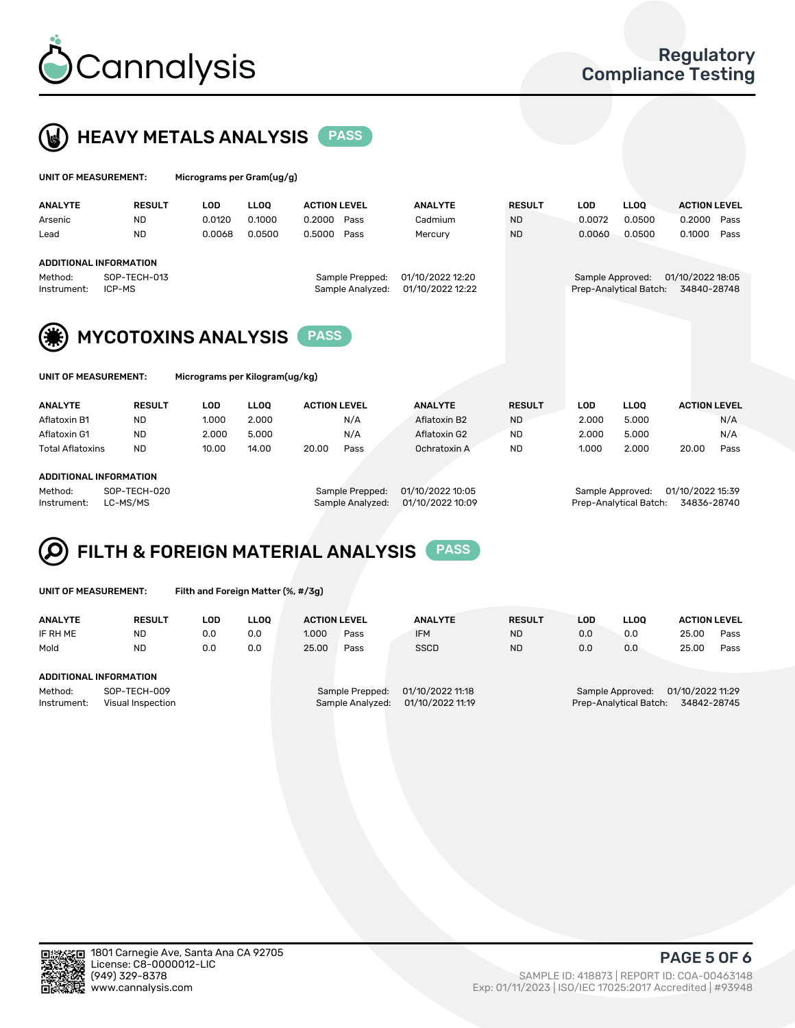# Cannalysis

Regulatory Compliance Testing

## HEAVY METALS ANALYSIS PASS

**UNIT OF MEASUREMENT:** Micrograms per Gram(ug/g)

| ANALYTE | RESULT | LOD | LLOQ | ACTION LEVEL | | ANALYTE | RESULT | LOD | LLOQ | ACTION LEVEL | |
|---|---|---|---|---|---|---|---|---|---|---|---|
| Arsenic | ND | 0.0120 | 0.1000 | 0.2000 | Pass | Cadmium | ND | 0.0072 | 0.0500 | 0.2000 | Pass |
| Lead | ND | 0.0068 | 0.0500 | 0.5000 | Pass | Mercury | ND | 0.0060 | 0.0500 | 0.1000 | Pass |

**ADDITIONAL INFORMATION**

Method: SOP-TECH-013
Instrument: ICP-MS
Sample Prepped: 01/10/2022 12:20
Sample Analyzed: 01/10/2022 12:22
Sample Approved: 01/10/2022 18:05
Prep-Analytical Batch: 34840-28748

## MYCOTOXINS ANALYSIS PASS

**UNIT OF MEASUREMENT:** Micrograms per Kilogram(ug/kg)

| ANALYTE | RESULT | LOD | LLOQ | ACTION LEVEL | | ANALYTE | RESULT | LOD | LLOQ | ACTION LEVEL | |
|---|---|---|---|---|---|---|---|---|---|---|---|
| Aflatoxin B1 | ND | 1.000 | 2.000 | | N/A | Aflatoxin B2 | ND | 2.000 | 5.000 | | N/A |
| Aflatoxin G1 | ND | 2.000 | 5.000 | | N/A | Aflatoxin G2 | ND | 2.000 | 5.000 | | N/A |
| Total Aflatoxins | ND | 10.00 | 14.00 | 20.00 | Pass | Ochratoxin A | ND | 1.000 | 2.000 | 20.00 | Pass |

**ADDITIONAL INFORMATION**

Method: SOP-TECH-020
Instrument: LC-MS/MS
Sample Prepped: 01/10/2022 10:05
Sample Analyzed: 01/10/2022 10:09
Sample Approved: 01/10/2022 15:39
Prep-Analytical Batch: 34836-28740

## FILTH & FOREIGN MATERIAL ANALYSIS PASS

**UNIT OF MEASUREMENT:** Filth and Foreign Matter (%, #/3g)

| ANALYTE | RESULT | LOD | LLOQ | ACTION LEVEL | | ANALYTE | RESULT | LOD | LLOQ | ACTION LEVEL | |
|---|---|---|---|---|---|---|---|---|---|---|---|
| IF RH ME | ND | 0.0 | 0.0 | 1.000 | Pass | IFM | ND | 0.0 | 0.0 | 25.00 | Pass |
| Mold | ND | 0.0 | 0.0 | 25.00 | Pass | SSCD | ND | 0.0 | 0.0 | 25.00 | Pass |

**ADDITIONAL INFORMATION**

Method: SOP-TECH-009
Instrument: Visual Inspection
Sample Prepped: 01/10/2022 11:18
Sample Analyzed: 01/10/2022 11:19
Sample Approved: 01/10/2022 11:29
Prep-Analytical Batch: 34842-28745

1801 Carnegie Ave, Santa Ana CA 92705
License: C8-0000012-LIC
(949) 329-8378
www.cannalysis.com

SAMPLE ID: 418873 | REPORT ID: COA-00463148
Exp: 01/11/2023 | ISO/IEC 17025:2017 Accredited | #93948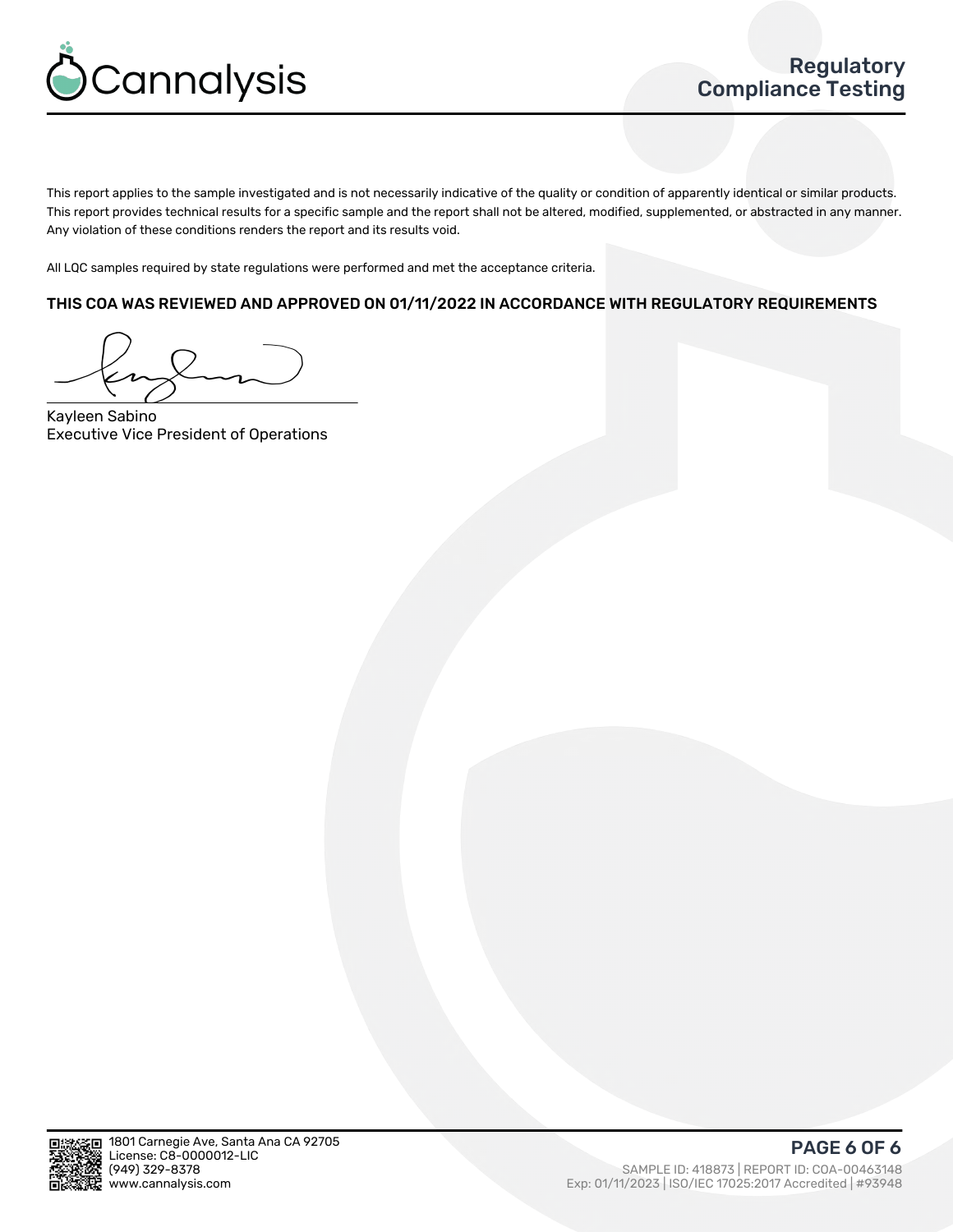This report applies to the sample investigated and is not necessarily indicative of the quality or condition of apparently identical or similar products. This report provides technical results for a specific sample and the report shall not be altered, modified, supplemented, or abstracted in any manner. Any violation of these conditions renders the report and its results void.

All LQC samples required by state regulations were performed and met the acceptance criteria.

**THIS COA WAS REVIEWED AND APPROVED ON 01/11/2022 IN ACCORDANCE WITH REGULATORY REQUIREMENTS**

Kayleen Sabino
Executive Vice President of Operations